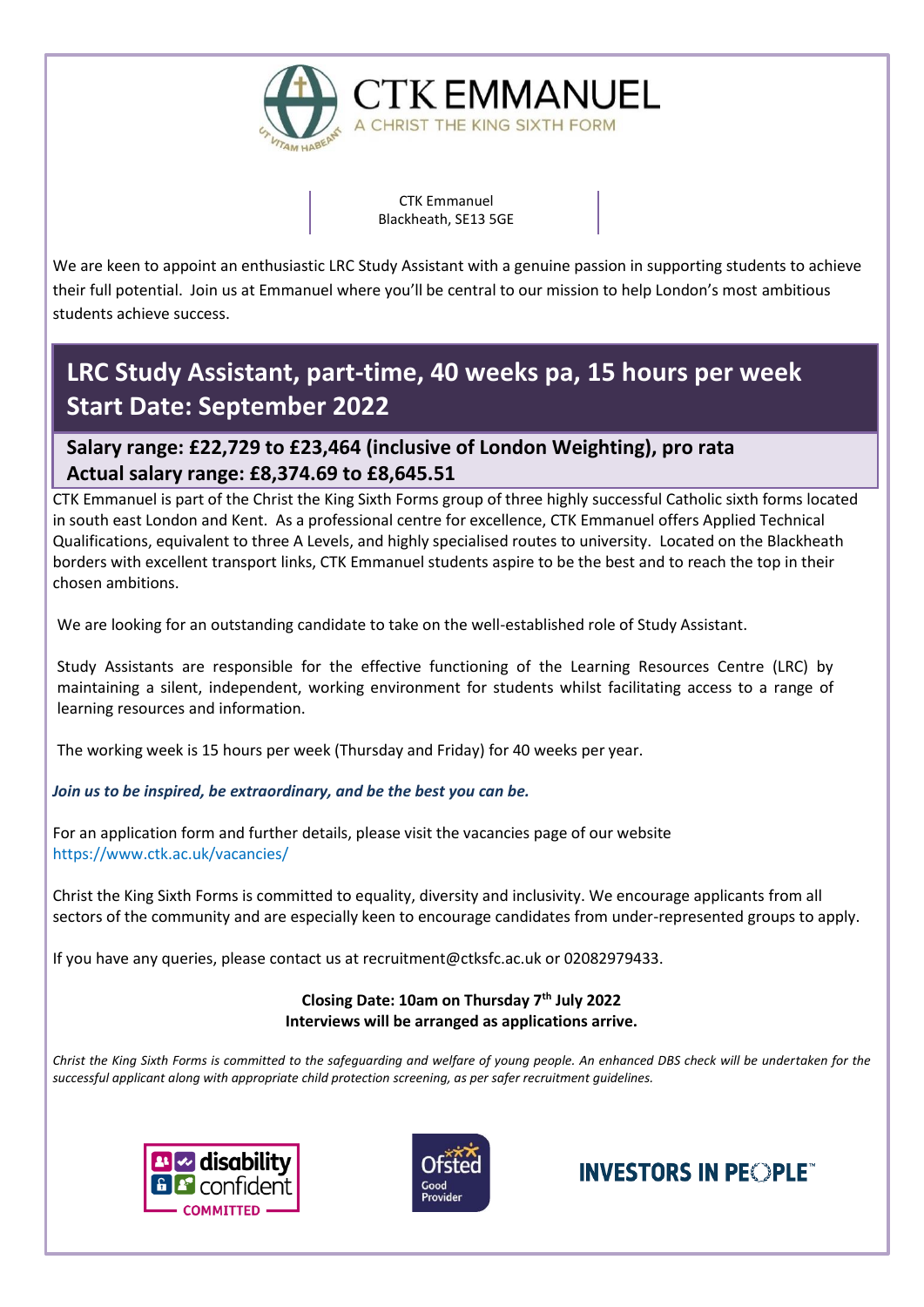CTK EMMANUEL

A CHRIST THE KING SIXTH FORM

CTK Emmanuel
Blackheath, SE13 5GE

We are keen to appoint an enthusiastic LRC Study Assistant with a genuine passion in supporting students to achieve their full potential. Join us at Emmanuel where you'll be central to our mission to help London's most ambitious students achieve success.

# LRC Study Assistant, part-time, 40 weeks pa, 15 hours per week
# Start Date: September 2022

**Salary range: £22,729 to £23,464 (inclusive of London Weighting), pro rata**
**Actual salary range: £8,374.69 to £8,645.51**

CTK Emmanuel is part of the Christ the King Sixth Forms group of three highly successful Catholic sixth forms located in south east London and Kent. As a professional centre for excellence, CTK Emmanuel offers Applied Technical Qualifications, equivalent to three A Levels, and highly specialised routes to university. Located on the Blackheath borders with excellent transport links, CTK Emmanuel students aspire to be the best and to reach the top in their chosen ambitions.

We are looking for an outstanding candidate to take on the well-established role of Study Assistant.

Study Assistants are responsible for the effective functioning of the Learning Resources Centre (LRC) by maintaining a silent, independent, working environment for students whilst facilitating access to a range of learning resources and information.

The working week is 15 hours per week (Thursday and Friday) for 40 weeks per year.

***Join us to be inspired, be extraordinary, and be the best you can be.***

For an application form and further details, please visit the vacancies page of our website https://www.ctk.ac.uk/vacancies/

Christ the King Sixth Forms is committed to equality, diversity and inclusivity. We encourage applicants from all sectors of the community and are especially keen to encourage candidates from under-represented groups to apply.

If you have any queries, please contact us at recruitment@ctksfc.ac.uk or 02082979433.

**Closing Date: 10am on Thursday 7th July 2022**
**Interviews will be arranged as applications arrive.**

*Christ the King Sixth Forms is committed to the safeguarding and welfare of young people. An enhanced DBS check will be undertaken for the successful applicant along with appropriate child protection screening, as per safer recruitment guidelines.*

disability confident COMMITTED

Ofsted Good Provider

INVESTORS IN PEOPLE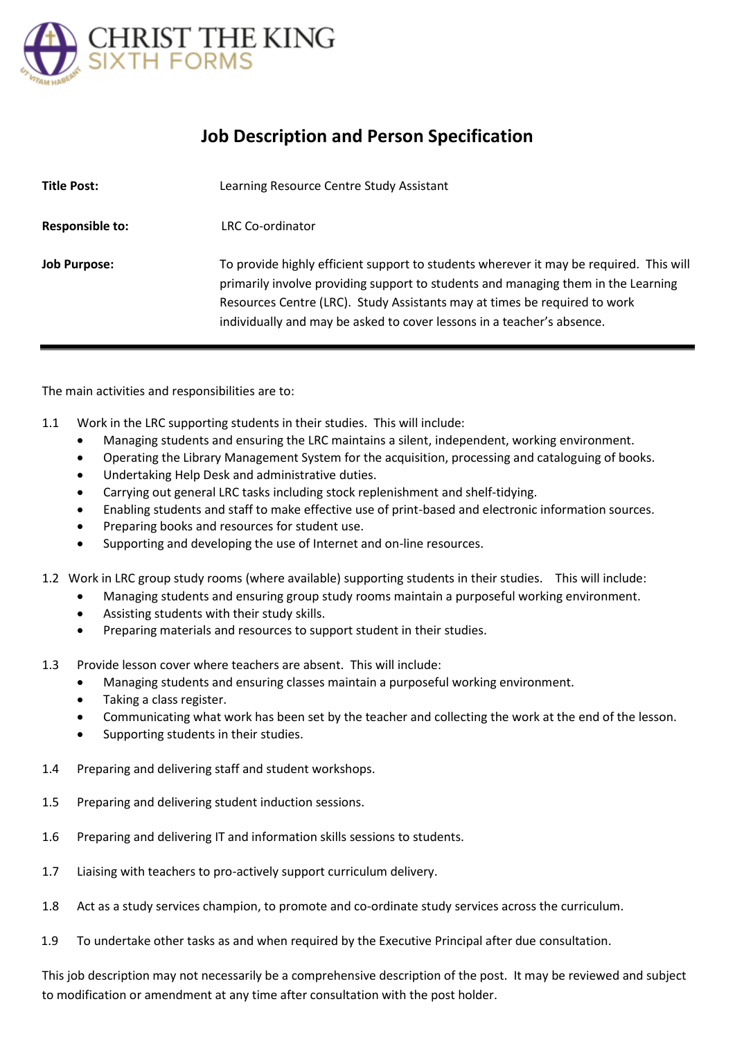CHRIST THE KING SIXTH FORMS

# Job Description and Person Specification

| | |
|---|---|
| **Title Post:** | Learning Resource Centre Study Assistant |
| **Responsible to:** | LRC Co-ordinator |
| **Job Purpose:** | To provide highly efficient support to students wherever it may be required. This will primarily involve providing support to students and managing them in the Learning Resources Centre (LRC). Study Assistants may at times be required to work individually and may be asked to cover lessons in a teacher's absence. |

---

The main activities and responsibilities are to:

1.1 Work in the LRC supporting students in their studies. This will include:
- Managing students and ensuring the LRC maintains a silent, independent, working environment.
- Operating the Library Management System for the acquisition, processing and cataloguing of books.
- Undertaking Help Desk and administrative duties.
- Carrying out general LRC tasks including stock replenishment and shelf-tidying.
- Enabling students and staff to make effective use of print-based and electronic information sources.
- Preparing books and resources for student use.
- Supporting and developing the use of Internet and on-line resources.

1.2 Work in LRC group study rooms (where available) supporting students in their studies. This will include:
- Managing students and ensuring group study rooms maintain a purposeful working environment.
- Assisting students with their study skills.
- Preparing materials and resources to support student in their studies.

1.3 Provide lesson cover where teachers are absent. This will include:
- Managing students and ensuring classes maintain a purposeful working environment.
- Taking a class register.
- Communicating what work has been set by the teacher and collecting the work at the end of the lesson.
- Supporting students in their studies.

1.4 Preparing and delivering staff and student workshops.

1.5 Preparing and delivering student induction sessions.

1.6 Preparing and delivering IT and information skills sessions to students.

1.7 Liaising with teachers to pro-actively support curriculum delivery.

1.8 Act as a study services champion, to promote and co-ordinate study services across the curriculum.

1.9 To undertake other tasks as and when required by the Executive Principal after due consultation.

This job description may not necessarily be a comprehensive description of the post. It may be reviewed and subject to modification or amendment at any time after consultation with the post holder.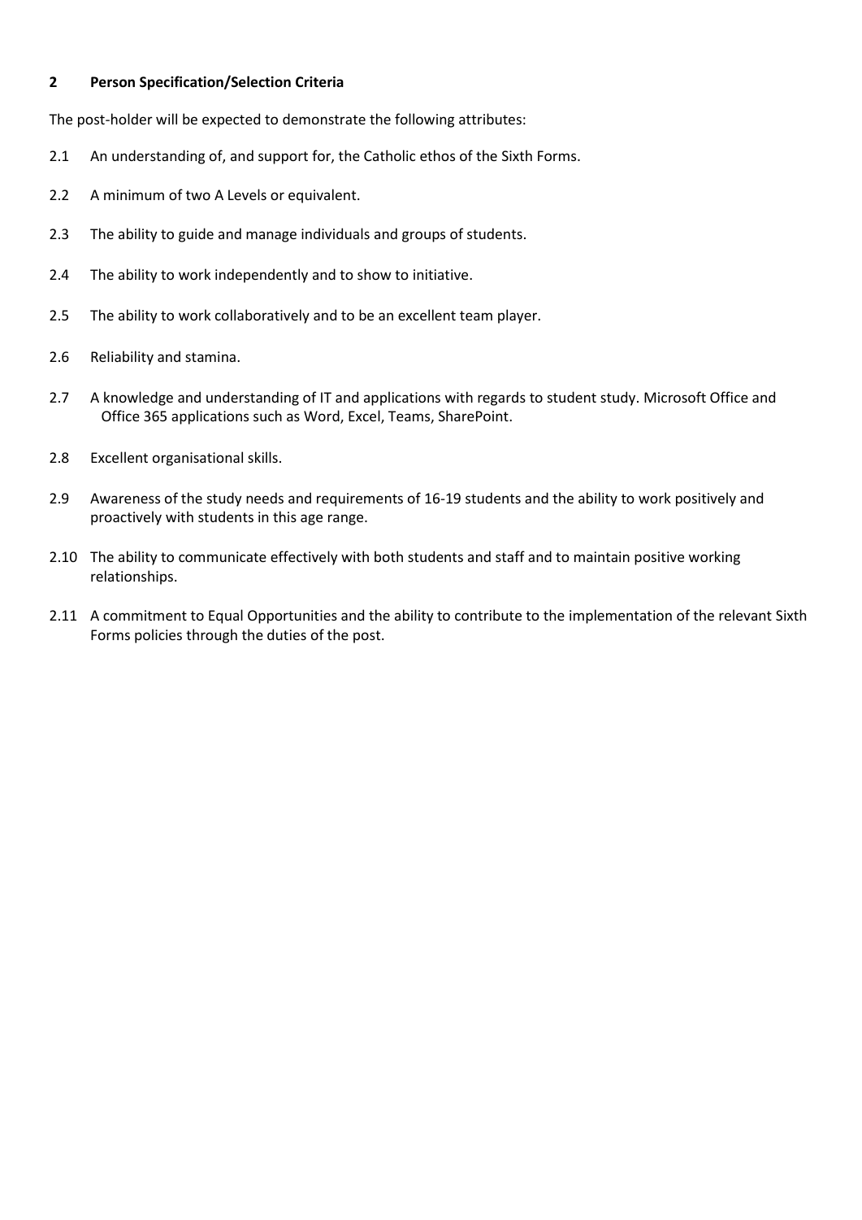## 2 Person Specification/Selection Criteria

The post-holder will be expected to demonstrate the following attributes:

2.1 An understanding of, and support for, the Catholic ethos of the Sixth Forms.

2.2 A minimum of two A Levels or equivalent.

2.3 The ability to guide and manage individuals and groups of students.

2.4 The ability to work independently and to show to initiative.

2.5 The ability to work collaboratively and to be an excellent team player.

2.6 Reliability and stamina.

2.7 A knowledge and understanding of IT and applications with regards to student study. Microsoft Office and Office 365 applications such as Word, Excel, Teams, SharePoint.

2.8 Excellent organisational skills.

2.9 Awareness of the study needs and requirements of 16-19 students and the ability to work positively and proactively with students in this age range.

2.10 The ability to communicate effectively with both students and staff and to maintain positive working relationships.

2.11 A commitment to Equal Opportunities and the ability to contribute to the implementation of the relevant Sixth Forms policies through the duties of the post.